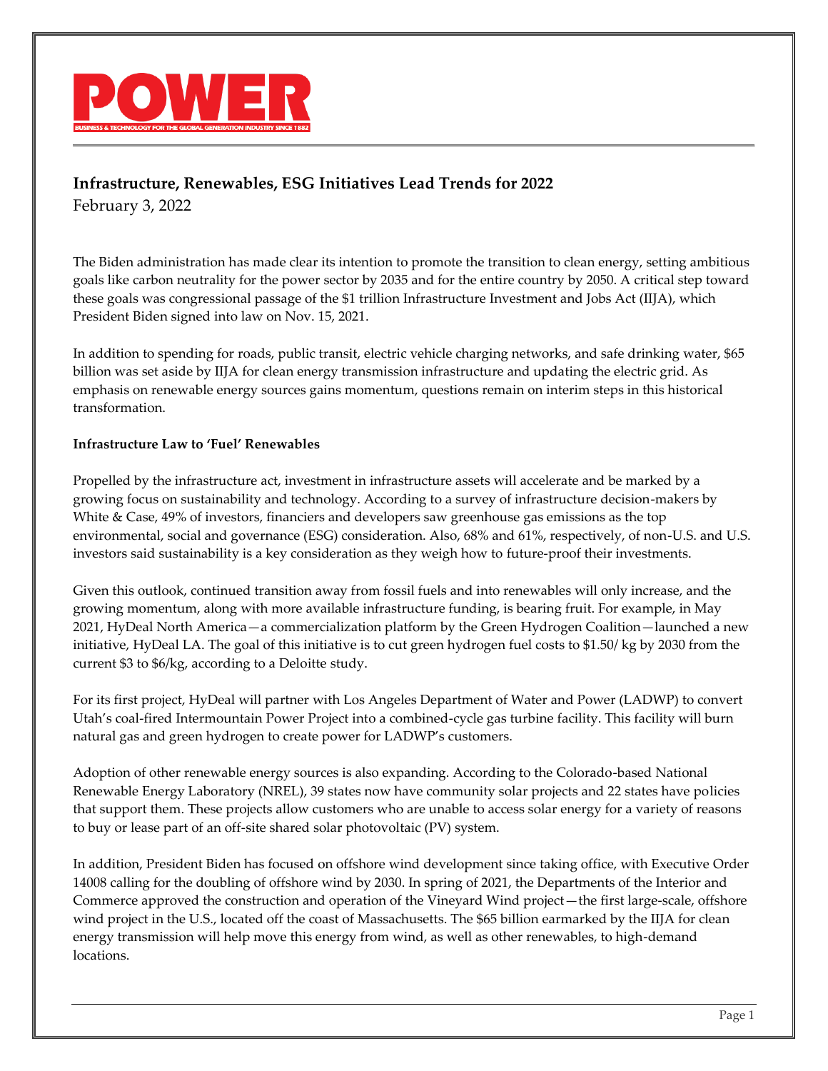# POWER

BUSINESS & TECHNOLOGY FOR THE GLOBAL GENERATION INDUSTRY SINCE 1882

## Infrastructure, Renewables, ESG Initiatives Lead Trends for 2022

February 3, 2022

The Biden administration has made clear its intention to promote the transition to clean energy, setting ambitious goals like carbon neutrality for the power sector by 2035 and for the entire country by 2050. A critical step toward these goals was congressional passage of the $1 trillion Infrastructure Investment and Jobs Act (IIJA), which President Biden signed into law on Nov. 15, 2021.

In addition to spending for roads, public transit, electric vehicle charging networks, and safe drinking water, $65 billion was set aside by IIJA for clean energy transmission infrastructure and updating the electric grid. As emphasis on renewable energy sources gains momentum, questions remain on interim steps in this historical transformation.

**Infrastructure Law to 'Fuel' Renewables**

Propelled by the infrastructure act, investment in infrastructure assets will accelerate and be marked by a growing focus on sustainability and technology. According to a survey of infrastructure decision-makers by White & Case, 49% of investors, financiers and developers saw greenhouse gas emissions as the top environmental, social and governance (ESG) consideration. Also, 68% and 61%, respectively, of non-U.S. and U.S. investors said sustainability is a key consideration as they weigh how to future-proof their investments.

Given this outlook, continued transition away from fossil fuels and into renewables will only increase, and the growing momentum, along with more available infrastructure funding, is bearing fruit. For example, in May 2021, HyDeal North America—a commercialization platform by the Green Hydrogen Coalition—launched a new initiative, HyDeal LA. The goal of this initiative is to cut green hydrogen fuel costs to $1.50/ kg by 2030 from the current $3 to $6/kg, according to a Deloitte study.

For its first project, HyDeal will partner with Los Angeles Department of Water and Power (LADWP) to convert Utah's coal-fired Intermountain Power Project into a combined-cycle gas turbine facility. This facility will burn natural gas and green hydrogen to create power for LADWP's customers.

Adoption of other renewable energy sources is also expanding. According to the Colorado-based National Renewable Energy Laboratory (NREL), 39 states now have community solar projects and 22 states have policies that support them. These projects allow customers who are unable to access solar energy for a variety of reasons to buy or lease part of an off-site shared solar photovoltaic (PV) system.

In addition, President Biden has focused on offshore wind development since taking office, with Executive Order 14008 calling for the doubling of offshore wind by 2030. In spring of 2021, the Departments of the Interior and Commerce approved the construction and operation of the Vineyard Wind project—the first large-scale, offshore wind project in the U.S., located off the coast of Massachusetts. The $65 billion earmarked by the IIJA for clean energy transmission will help move this energy from wind, as well as other renewables, to high-demand locations.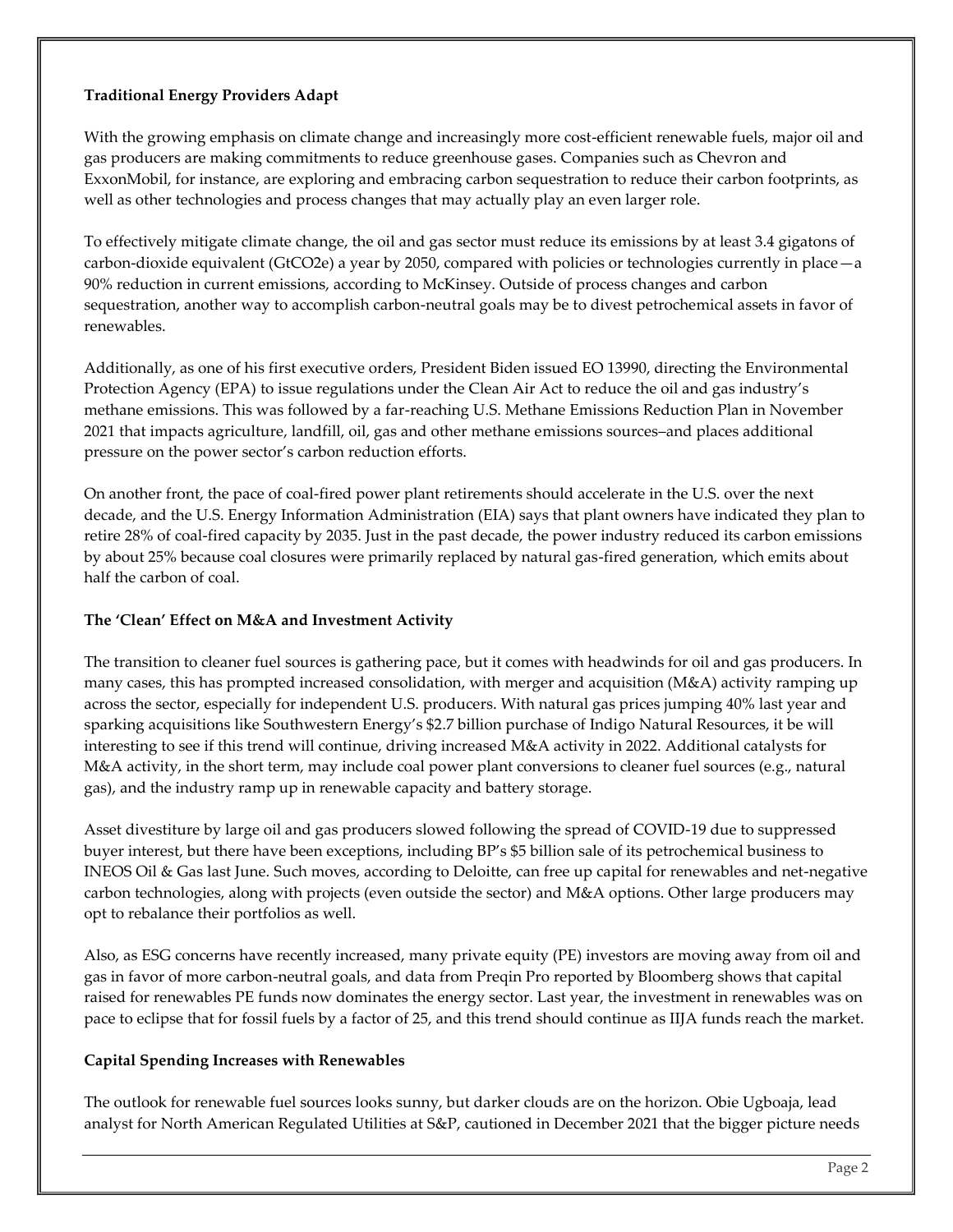**Traditional Energy Providers Adapt**

With the growing emphasis on climate change and increasingly more cost-efficient renewable fuels, major oil and gas producers are making commitments to reduce greenhouse gases. Companies such as Chevron and ExxonMobil, for instance, are exploring and embracing carbon sequestration to reduce their carbon footprints, as well as other technologies and process changes that may actually play an even larger role.

To effectively mitigate climate change, the oil and gas sector must reduce its emissions by at least 3.4 gigatons of carbon-dioxide equivalent (GtCO2e) a year by 2050, compared with policies or technologies currently in place—a 90% reduction in current emissions, according to McKinsey. Outside of process changes and carbon sequestration, another way to accomplish carbon-neutral goals may be to divest petrochemical assets in favor of renewables.

Additionally, as one of his first executive orders, President Biden issued EO 13990, directing the Environmental Protection Agency (EPA) to issue regulations under the Clean Air Act to reduce the oil and gas industry's methane emissions. This was followed by a far-reaching U.S. Methane Emissions Reduction Plan in November 2021 that impacts agriculture, landfill, oil, gas and other methane emissions sources–and places additional pressure on the power sector's carbon reduction efforts.

On another front, the pace of coal-fired power plant retirements should accelerate in the U.S. over the next decade, and the U.S. Energy Information Administration (EIA) says that plant owners have indicated they plan to retire 28% of coal-fired capacity by 2035. Just in the past decade, the power industry reduced its carbon emissions by about 25% because coal closures were primarily replaced by natural gas-fired generation, which emits about half the carbon of coal.

**The 'Clean' Effect on M&A and Investment Activity**

The transition to cleaner fuel sources is gathering pace, but it comes with headwinds for oil and gas producers. In many cases, this has prompted increased consolidation, with merger and acquisition (M&A) activity ramping up across the sector, especially for independent U.S. producers. With natural gas prices jumping 40% last year and sparking acquisitions like Southwestern Energy's $2.7 billion purchase of Indigo Natural Resources, it be will interesting to see if this trend will continue, driving increased M&A activity in 2022. Additional catalysts for M&A activity, in the short term, may include coal power plant conversions to cleaner fuel sources (e.g., natural gas), and the industry ramp up in renewable capacity and battery storage.

Asset divestiture by large oil and gas producers slowed following the spread of COVID-19 due to suppressed buyer interest, but there have been exceptions, including BP's $5 billion sale of its petrochemical business to INEOS Oil & Gas last June. Such moves, according to Deloitte, can free up capital for renewables and net-negative carbon technologies, along with projects (even outside the sector) and M&A options. Other large producers may opt to rebalance their portfolios as well.

Also, as ESG concerns have recently increased, many private equity (PE) investors are moving away from oil and gas in favor of more carbon-neutral goals, and data from Preqin Pro reported by Bloomberg shows that capital raised for renewables PE funds now dominates the energy sector. Last year, the investment in renewables was on pace to eclipse that for fossil fuels by a factor of 25, and this trend should continue as IIJA funds reach the market.

**Capital Spending Increases with Renewables**

The outlook for renewable fuel sources looks sunny, but darker clouds are on the horizon. Obie Ugboaja, lead analyst for North American Regulated Utilities at S&P, cautioned in December 2021 that the bigger picture needs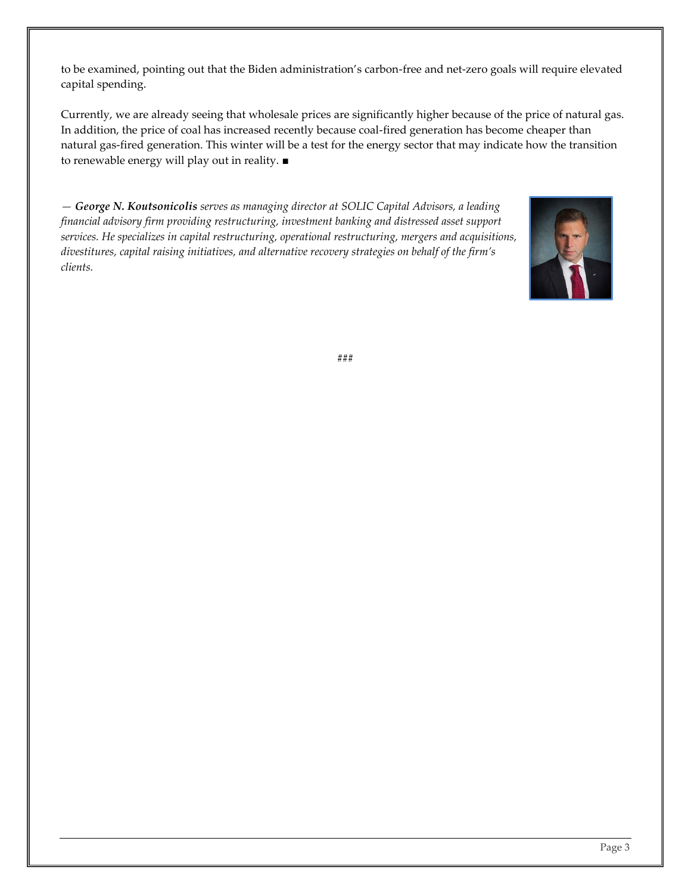to be examined, pointing out that the Biden administration's carbon-free and net-zero goals will require elevated capital spending.

Currently, we are already seeing that wholesale prices are significantly higher because of the price of natural gas. In addition, the price of coal has increased recently because coal-fired generation has become cheaper than natural gas-fired generation. This winter will be a test for the energy sector that may indicate how the transition to renewable energy will play out in reality. ■

*— **George N. Koutsonicolis** serves as managing director at SOLIC Capital Advisors, a leading financial advisory firm providing restructuring, investment banking and distressed asset support services. He specializes in capital restructuring, operational restructuring, mergers and acquisitions, divestitures, capital raising initiatives, and alternative recovery strategies on behalf of the firm's clients.*

###